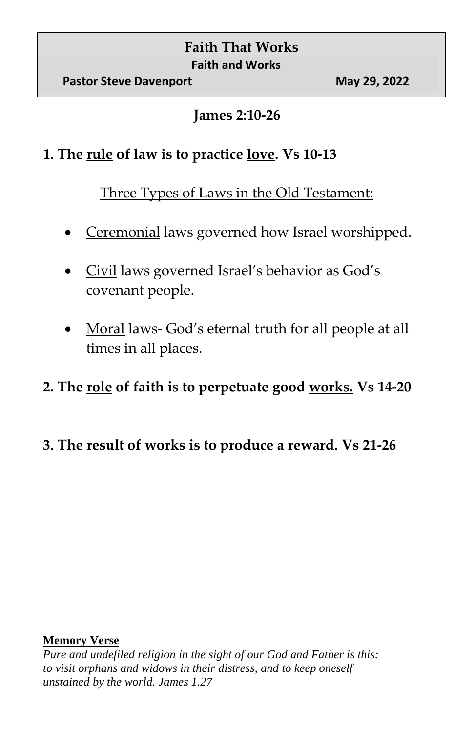# Faith That Works

## Faith and Works

**Pastor Steve Davenport** **May 29, 2022**

**James 2:10-26**

**1. The <u>rule</u> of law is to practice <u>love</u>. Vs 10-13**

<u>Three Types of Laws in the Old Testament:</u>

- <u>Ceremonial</u> laws governed how Israel worshipped.
- <u>Civil</u> laws governed Israel's behavior as God's covenant people.
- <u>Moral</u> laws- God's eternal truth for all people at all times in all places.

**2. The <u>role</u> of faith is to perpetuate good <u>works.</u> Vs 14-20**

**3. The <u>result</u> of works is to produce a <u>reward</u>. Vs 21-26**

**<u>Memory Verse</u>**

*Pure and undefiled religion in the sight of our God and Father is this: to visit orphans and widows in their distress, and to keep oneself unstained by the world. James 1.27*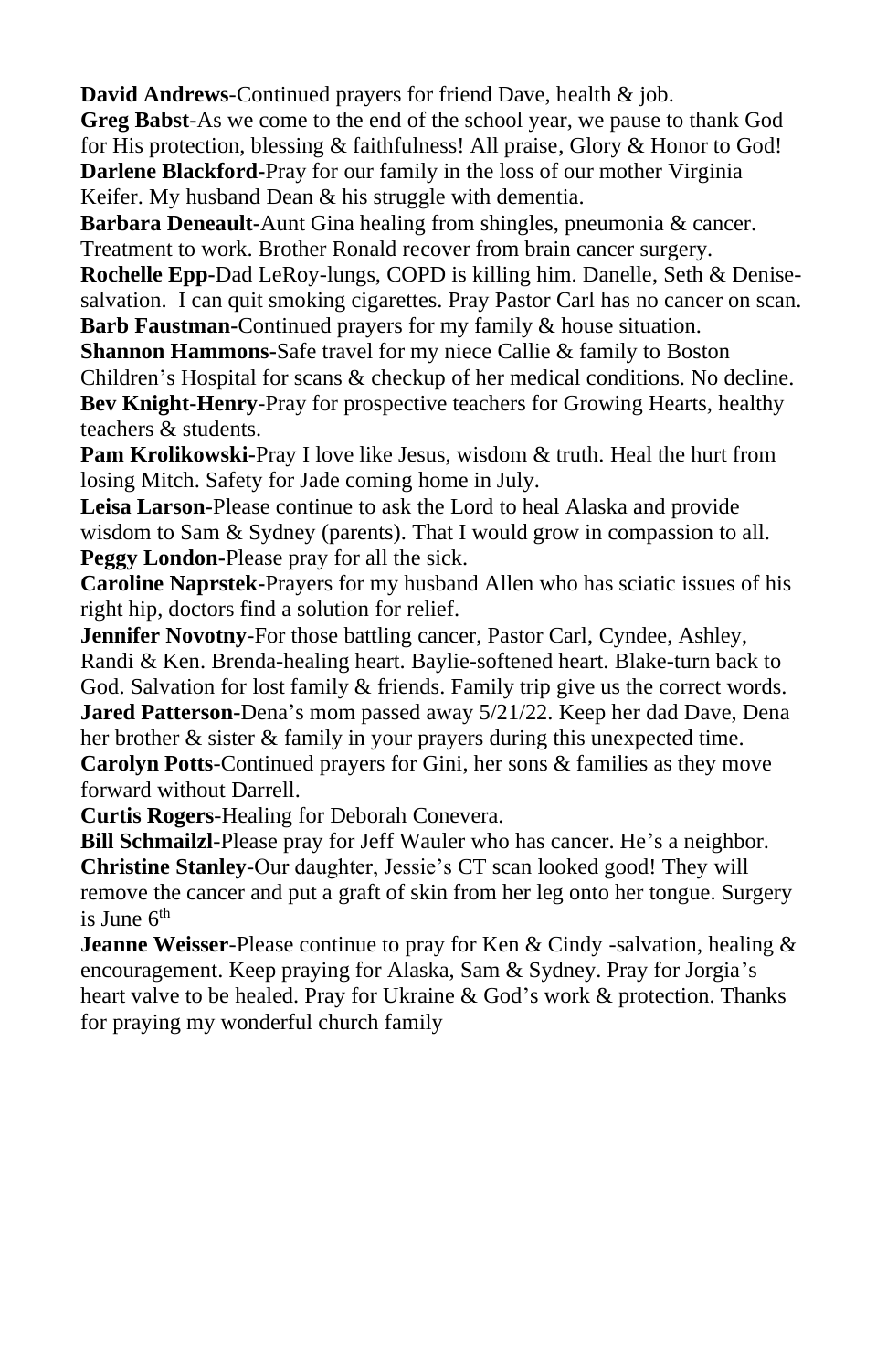**David Andrews**-Continued prayers for friend Dave, health & job.

**Greg Babst**-As we come to the end of the school year, we pause to thank God for His protection, blessing & faithfulness! All praise, Glory & Honor to God!

**Darlene Blackford**-Pray for our family in the loss of our mother Virginia Keifer. My husband Dean & his struggle with dementia.

**Barbara Deneault**-Aunt Gina healing from shingles, pneumonia & cancer. Treatment to work. Brother Ronald recover from brain cancer surgery.

**Rochelle Epp**-Dad LeRoy-lungs, COPD is killing him. Danelle, Seth & Denise-salvation. I can quit smoking cigarettes. Pray Pastor Carl has no cancer on scan.

**Barb Faustman**-Continued prayers for my family & house situation.

**Shannon Hammons**-Safe travel for my niece Callie & family to Boston Children's Hospital for scans & checkup of her medical conditions. No decline.

**Bev Knight-Henry**-Pray for prospective teachers for Growing Hearts, healthy teachers & students.

**Pam Krolikowski**-Pray I love like Jesus, wisdom & truth. Heal the hurt from losing Mitch. Safety for Jade coming home in July.

**Leisa Larson**-Please continue to ask the Lord to heal Alaska and provide wisdom to Sam & Sydney (parents). That I would grow in compassion to all.

**Peggy London**-Please pray for all the sick.

**Caroline Naprstek**-Prayers for my husband Allen who has sciatic issues of his right hip, doctors find a solution for relief.

**Jennifer Novotny**-For those battling cancer, Pastor Carl, Cyndee, Ashley, Randi & Ken. Brenda-healing heart. Baylie-softened heart. Blake-turn back to God. Salvation for lost family & friends. Family trip give us the correct words.

**Jared Patterson**-Dena's mom passed away 5/21/22. Keep her dad Dave, Dena her brother & sister & family in your prayers during this unexpected time.

**Carolyn Potts**-Continued prayers for Gini, her sons & families as they move forward without Darrell.

**Curtis Rogers**-Healing for Deborah Conevera.

**Bill Schmailzl**-Please pray for Jeff Wauler who has cancer. He's a neighbor.

**Christine Stanley**-Our daughter, Jessie's CT scan looked good! They will remove the cancer and put a graft of skin from her leg onto her tongue. Surgery is June 6th

**Jeanne Weisser**-Please continue to pray for Ken & Cindy -salvation, healing & encouragement. Keep praying for Alaska, Sam & Sydney. Pray for Jorgia's heart valve to be healed. Pray for Ukraine & God's work & protection. Thanks for praying my wonderful church family